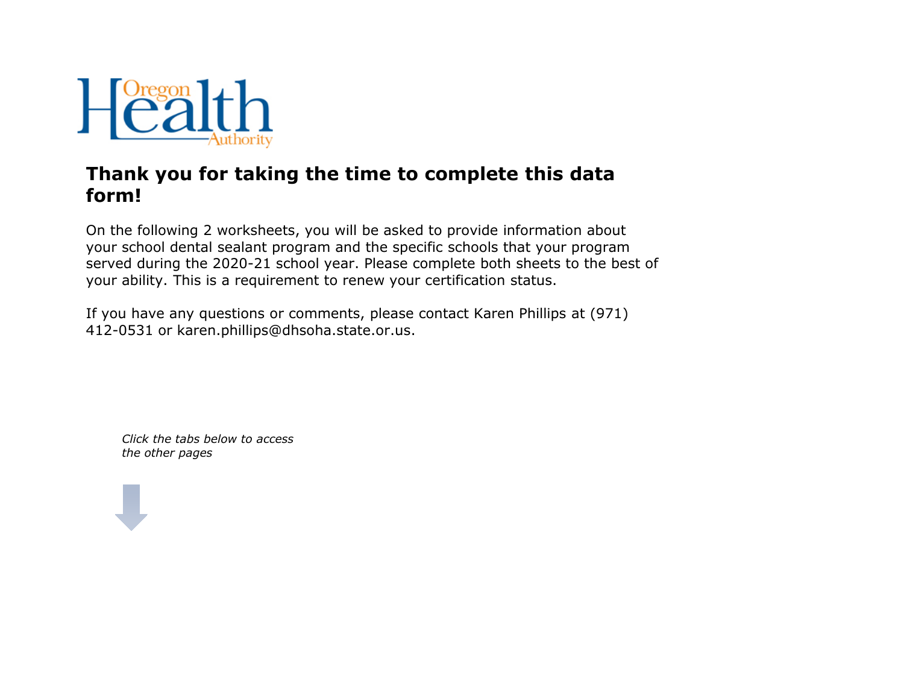Oregon Health Authority

# Thank you for taking the time to complete this data form!

On the following 2 worksheets, you will be asked to provide information about your school dental sealant program and the specific schools that your program served during the 2020-21 school year. Please complete both sheets to the best of your ability. This is a requirement to renew your certification status.

If you have any questions or comments, please contact Karen Phillips at (971) 412-0531 or karen.phillips@dhsoha.state.or.us.

*Click the tabs below to access the other pages*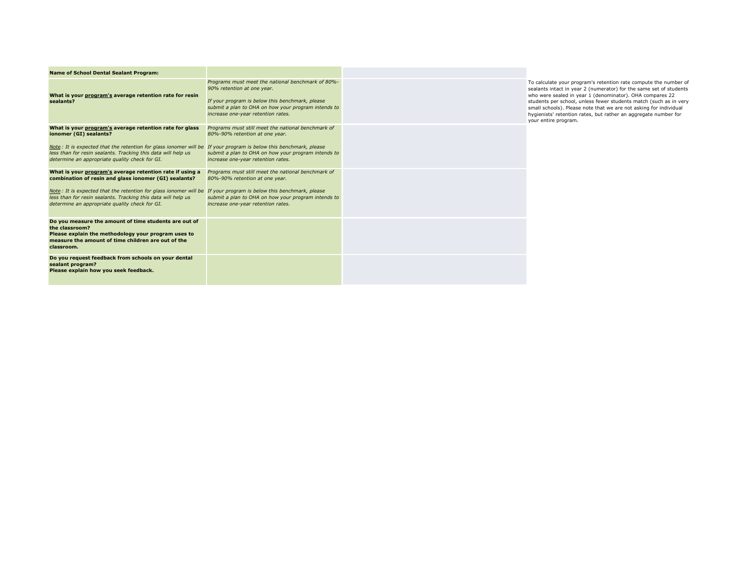| **Name of School Dental Sealant Program:** | | |
|---|---|---|
| **What is your <u>program's</u> average retention rate for resin sealants?** | *Programs must meet the national benchmark of 80%-90% retention at one year.*<br><br>*If your program is below this benchmark, please submit a plan to OHA on how your program intends to increase one-year retention rates.* | |
| **What is your <u>program's</u> average retention rate for glass ionomer (GI) sealants?**<br><br>*<u>Note</u> : It is expected that the retention for glass ionomer will be less than for resin sealants. Tracking this data will help us determine an appropriate quality check for GI.* | *Programs must still meet the national benchmark of 80%-90% retention at one year.*<br><br>*If your program is below this benchmark, please submit a plan to OHA on how your program intends to increase one-year retention rates.* | |
| **What is your <u>program's</u> average retention rate if using a combination of resin and glass ionomer (GI) sealants?**<br><br>*<u>Note</u> : It is expected that the retention for glass ionomer will be less than for resin sealants. Tracking this data will help us determine an appropriate quality check for GI.* | *Programs must still meet the national benchmark of 80%-90% retention at one year.*<br><br>*If your program is below this benchmark, please submit a plan to OHA on how your program intends to increase one-year retention rates.* | |
| **Do you measure the amount of time students are out of the classroom?**<br>**Please explain the methodology your program uses to measure the amount of time children are out of the classroom.** | | |
| **Do you request feedback from schools on your dental sealant program?**<br>**Please explain how you seek feedback.** | | |

To calculate your program's retention rate compute the number of sealants intact in year 2 (numerator) for the same set of students who were sealed in year 1 (denominator). OHA compares 22 students per school, unless fewer students match (such as in very small schools). Please note that we are not asking for individual hygienists' retention rates, but rather an aggregate number for your entire program.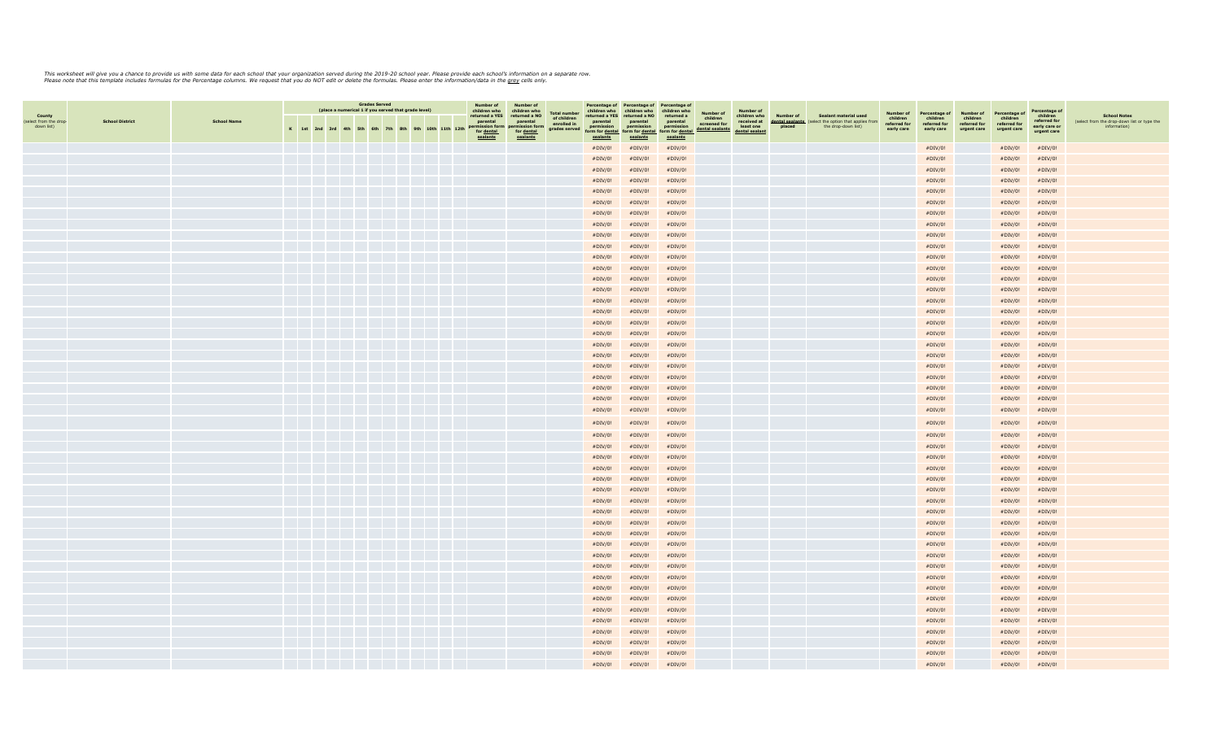*This worksheet will give you a chance to provide us with some data for each school that your organization served during the 2019-20 school year. Please provide each school's information on a separate row.*
*Please note that this template includes formulas for the Percentage columns. We request that you do NOT edit or delete the formulas. Please enter the information/data in the grey cells only.*

| County (select from the drop-down list) | School District | School Name | Grades Served (place a numerical 1 if you served that grade level) | | | | | | | | | | | | | Number of children who returned a YES parental permission form for dental sealants | Number of children who returned a NO parental permission form for dental sealants | Total number of children enrolled in grades served | Percentage of children who returned a YES parental permission form for dental sealants | Percentage of children who returned a NO parental permission form for dental sealants | Percentage of children who returned a parental permission form for dental sealants | Number of children screened for dental sealants | Number of children who received at least one dental sealant | Number of dental sealants placed | Sealant material used (select the option that applies from the drop-down list) | Number of children referred for early care | Percentage of children referred for early care | Number of children referred for urgent care | Percentage of children referred for urgent care | Percentage of children referred for early care or urgent care | School Notes (select from the drop-down list or type the information) |
|---|---|---|---|---|---|---|---|---|---|---|---|---|---|---|---|---|---|---|---|---|---|---|---|---|---|---|---|---|---|---|---|
| | | | K | 1st | 2nd | 3rd | 4th | 5th | 6th | 7th | 8th | 9th | 10th | 11th | 12th | | | | | | | | | | | | | | | | |
| | | | | | | | | | | | | | | | | | | | #DIV/0! | #DIV/0! | #DIV/0! | | | | | | #DIV/0! | | #DIV/0! | #DIV/0! | |
| | | | | | | | | | | | | | | | | | | | #DIV/0! | #DIV/0! | #DIV/0! | | | | | | #DIV/0! | | #DIV/0! | #DIV/0! | |
| | | | | | | | | | | | | | | | | | | | #DIV/0! | #DIV/0! | #DIV/0! | | | | | | #DIV/0! | | #DIV/0! | #DIV/0! | |
| | | | | | | | | | | | | | | | | | | | #DIV/0! | #DIV/0! | #DIV/0! | | | | | | #DIV/0! | | #DIV/0! | #DIV/0! | |
| | | | | | | | | | | | | | | | | | | | #DIV/0! | #DIV/0! | #DIV/0! | | | | | | #DIV/0! | | #DIV/0! | #DIV/0! | |
| | | | | | | | | | | | | | | | | | | | #DIV/0! | #DIV/0! | #DIV/0! | | | | | | #DIV/0! | | #DIV/0! | #DIV/0! | |
| | | | | | | | | | | | | | | | | | | | #DIV/0! | #DIV/0! | #DIV/0! | | | | | | #DIV/0! | | #DIV/0! | #DIV/0! | |
| | | | | | | | | | | | | | | | | | | | #DIV/0! | #DIV/0! | #DIV/0! | | | | | | #DIV/0! | | #DIV/0! | #DIV/0! | |
| | | | | | | | | | | | | | | | | | | | #DIV/0! | #DIV/0! | #DIV/0! | | | | | | #DIV/0! | | #DIV/0! | #DIV/0! | |
| | | | | | | | | | | | | | | | | | | | #DIV/0! | #DIV/0! | #DIV/0! | | | | | | #DIV/0! | | #DIV/0! | #DIV/0! | |
| | | | | | | | | | | | | | | | | | | | #DIV/0! | #DIV/0! | #DIV/0! | | | | | | #DIV/0! | | #DIV/0! | #DIV/0! | |
| | | | | | | | | | | | | | | | | | | | #DIV/0! | #DIV/0! | #DIV/0! | | | | | | #DIV/0! | | #DIV/0! | #DIV/0! | |
| | | | | | | | | | | | | | | | | | | | #DIV/0! | #DIV/0! | #DIV/0! | | | | | | #DIV/0! | | #DIV/0! | #DIV/0! | |
| | | | | | | | | | | | | | | | | | | | #DIV/0! | #DIV/0! | #DIV/0! | | | | | | #DIV/0! | | #DIV/0! | #DIV/0! | |
| | | | | | | | | | | | | | | | | | | | #DIV/0! | #DIV/0! | #DIV/0! | | | | | | #DIV/0! | | #DIV/0! | #DIV/0! | |
| | | | | | | | | | | | | | | | | | | | #DIV/0! | #DIV/0! | #DIV/0! | | | | | | #DIV/0! | | #DIV/0! | #DIV/0! | |
| | | | | | | | | | | | | | | | | | | | #DIV/0! | #DIV/0! | #DIV/0! | | | | | | #DIV/0! | | #DIV/0! | #DIV/0! | |
| | | | | | | | | | | | | | | | | | | | #DIV/0! | #DIV/0! | #DIV/0! | | | | | | #DIV/0! | | #DIV/0! | #DIV/0! | |
| | | | | | | | | | | | | | | | | | | | #DIV/0! | #DIV/0! | #DIV/0! | | | | | | #DIV/0! | | #DIV/0! | #DIV/0! | |
| | | | | | | | | | | | | | | | | | | | #DIV/0! | #DIV/0! | #DIV/0! | | | | | | #DIV/0! | | #DIV/0! | #DIV/0! | |
| | | | | | | | | | | | | | | | | | | | #DIV/0! | #DIV/0! | #DIV/0! | | | | | | #DIV/0! | | #DIV/0! | #DIV/0! | |
| | | | | | | | | | | | | | | | | | | | #DIV/0! | #DIV/0! | #DIV/0! | | | | | | #DIV/0! | | #DIV/0! | #DIV/0! | |
| | | | | | | | | | | | | | | | | | | | #DIV/0! | #DIV/0! | #DIV/0! | | | | | | #DIV/0! | | #DIV/0! | #DIV/0! | |
| | | | | | | | | | | | | | | | | | | | #DIV/0! | #DIV/0! | #DIV/0! | | | | | | #DIV/0! | | #DIV/0! | #DIV/0! | |
| | | | | | | | | | | | | | | | | | | | #DIV/0! | #DIV/0! | #DIV/0! | | | | | | #DIV/0! | | #DIV/0! | #DIV/0! | |
| | | | | | | | | | | | | | | | | | | | #DIV/0! | #DIV/0! | #DIV/0! | | | | | | #DIV/0! | | #DIV/0! | #DIV/0! | |
| | | | | | | | | | | | | | | | | | | | #DIV/0! | #DIV/0! | #DIV/0! | | | | | | #DIV/0! | | #DIV/0! | #DIV/0! | |
| | | | | | | | | | | | | | | | | | | | #DIV/0! | #DIV/0! | #DIV/0! | | | | | | #DIV/0! | | #DIV/0! | #DIV/0! | |
| | | | | | | | | | | | | | | | | | | | #DIV/0! | #DIV/0! | #DIV/0! | | | | | | #DIV/0! | | #DIV/0! | #DIV/0! | |
| | | | | | | | | | | | | | | | | | | | #DIV/0! | #DIV/0! | #DIV/0! | | | | | | #DIV/0! | | #DIV/0! | #DIV/0! | |
| | | | | | | | | | | | | | | | | | | | #DIV/0! | #DIV/0! | #DIV/0! | | | | | | #DIV/0! | | #DIV/0! | #DIV/0! | |
| | | | | | | | | | | | | | | | | | | | #DIV/0! | #DIV/0! | #DIV/0! | | | | | | #DIV/0! | | #DIV/0! | #DIV/0! | |
| | | | | | | | | | | | | | | | | | | | #DIV/0! | #DIV/0! | #DIV/0! | | | | | | #DIV/0! | | #DIV/0! | #DIV/0! | |
| | | | | | | | | | | | | | | | | | | | #DIV/0! | #DIV/0! | #DIV/0! | | | | | | #DIV/0! | | #DIV/0! | #DIV/0! | |
| | | | | | | | | | | | | | | | | | | | #DIV/0! | #DIV/0! | #DIV/0! | | | | | | #DIV/0! | | #DIV/0! | #DIV/0! | |
| | | | | | | | | | | | | | | | | | | | #DIV/0! | #DIV/0! | #DIV/0! | | | | | | #DIV/0! | | #DIV/0! | #DIV/0! | |
| | | | | | | | | | | | | | | | | | | | #DIV/0! | #DIV/0! | #DIV/0! | | | | | | #DIV/0! | | #DIV/0! | #DIV/0! | |
| | | | | | | | | | | | | | | | | | | | #DIV/0! | #DIV/0! | #DIV/0! | | | | | | #DIV/0! | | #DIV/0! | #DIV/0! | |
| | | | | | | | | | | | | | | | | | | | #DIV/0! | #DIV/0! | #DIV/0! | | | | | | #DIV/0! | | #DIV/0! | #DIV/0! | |
| | | | | | | | | | | | | | | | | | | | #DIV/0! | #DIV/0! | #DIV/0! | | | | | | #DIV/0! | | #DIV/0! | #DIV/0! | |
| | | | | | | | | | | | | | | | | | | | #DIV/0! | #DIV/0! | #DIV/0! | | | | | | #DIV/0! | | #DIV/0! | #DIV/0! | |
| | | | | | | | | | | | | | | | | | | | #DIV/0! | #DIV/0! | #DIV/0! | | | | | | #DIV/0! | | #DIV/0! | #DIV/0! | |
| | | | | | | | | | | | | | | | | | | | #DIV/0! | #DIV/0! | #DIV/0! | | | | | | #DIV/0! | | #DIV/0! | #DIV/0! | |
| | | | | | | | | | | | | | | | | | | | #DIV/0! | #DIV/0! | #DIV/0! | | | | | | #DIV/0! | | #DIV/0! | #DIV/0! | |
| | | | | | | | | | | | | | | | | | | | #DIV/0! | #DIV/0! | #DIV/0! | | | | | | #DIV/0! | | #DIV/0! | #DIV/0! | |
| | | | | | | | | | | | | | | | | | | | #DIV/0! | #DIV/0! | #DIV/0! | | | | | | #DIV/0! | | #DIV/0! | #DIV/0! | |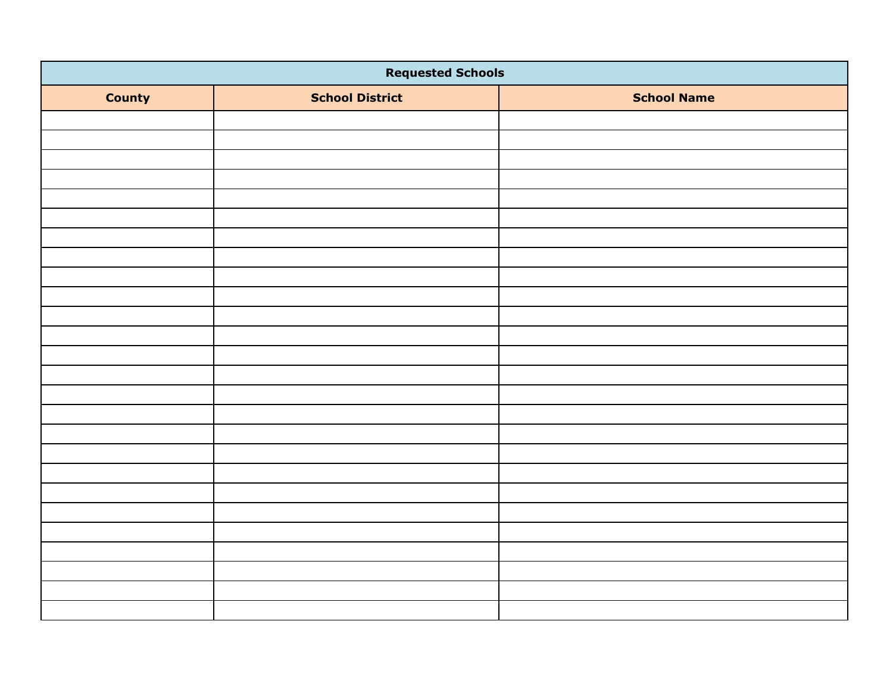| Requested Schools | | |
|---|---|---|
| **County** | **School District** | **School Name** |
| | | |
| | | |
| | | |
| | | |
| | | |
| | | |
| | | |
| | | |
| | | |
| | | |
| | | |
| | | |
| | | |
| | | |
| | | |
| | | |
| | | |
| | | |
| | | |
| | | |
| | | |
| | | |
| | | |
| | | |
| | | |
| | | |